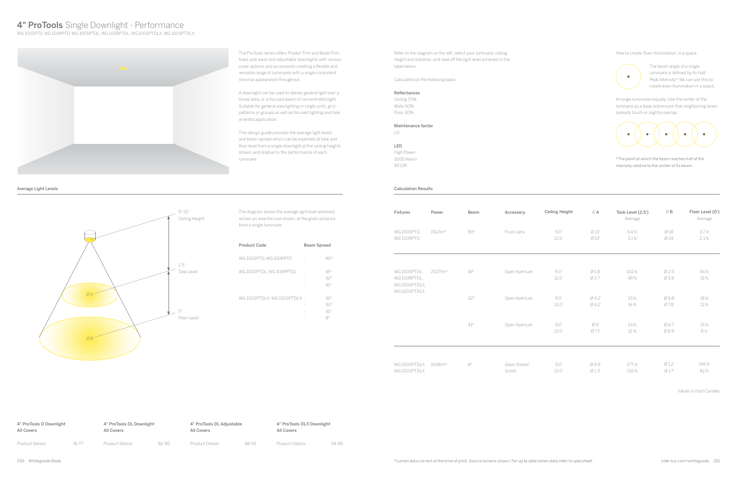# 4" **ProTools** Single Downlight - Performance

WG 100SPTD, WG 100RPTD, WG 100SPTDL, WG 100RPTDL, WG 100SPTDLX, WG 100SPTDLX

The ProTools series offers Plaster Trim and Bezel Trim fixed, wall wash and adjustable downlights with various cover options and accessories creating a flexible and versatile range of luminaires with a single consistent minimal appearance throughout.

A downlight can be used to deliver general light over a broad area, or a focused beam of concentrated light. Suitable for general area lighting in single units, grid patterns or groups as well as focused lighting and task oriented application.

This design guide provides the average light levels and beam spread which can be expected at task and floor level from a single downlight at the ceiling heights shown, and relative to the performance of each luminaire.

Refer to the diagram on the left, select your luminaire, ceiling height and distance, and read off the light level achieved in the table below.

Calculated on the following basis:

**Reflectances**
Ceiling 70%
Walls 50%
Floor 20%

**Maintenance factor**
1.0

**LED**
High Power
3000 Kelvin
90 CRI

How to create 'Even Illumination' in a space:

The beam angle of a single luminaire is defined by its Half Peak Intensity*. We can use this to create even illumination in a space.

Arrange luminaires equally. Use the center of the luminaire as a base and ensure that neighboring beam spreads touch or slightly overlap.

*The point at which the beam reaches half of the intensity relative to the center of its beam.

## Average Light Levels

9'/12' Ceiling Height

2.5' Task Level

0' Floor Level

Ø A

Ø B

The diagram shows the average light level achieved, across an area the size shown, at the given distance from a single luminaire.

| Product Code | Beam Spread |
|---|---|
| WG 100SPTD, WG 100RPTD | - 90º |
| WG 100SPTDL, WG 100RPTDL | - 16º<br>- 32º<br>- 41º |
| WG 100SPTDLX, WG 100SPTDLX | - 16º<br>- 32º<br>- 41º<br>- 8º |

## Calculation Results

| Fixtures | Power | Beam | Accessory | Ceiling Height | Ø A | Task Level (2.5') Average | Ø B | Floor Level (0') Average |
|---|---|---|---|---|---|---|---|---|
| WG 100SPTD, WG 100RPTD | 1512lm* | 90º | Flush Lens | 9.0'<br>12.0' | Ø 13'<br>Ø 19' | 6.4 fc<br>3.1 fc | Ø 18'<br>Ø 24' | 3.7 fc<br>2.1 fc |
| WG 100SPTDL, WG 100RPTDL, WG 100SPTDLX, WG 100SPTDLX | 2027lm* | 16º | Open Aperture | 9.0'<br>12.0' | Ø 1.8'<br>Ø 2.7' | 102 fc<br>49 fc | Ø 2.5'<br>Ø 3.4' | 54 fc<br>31 fc |
| | | 32º | Open Aperture | 9.0'<br>12.0' | Ø 4.2'<br>Ø 6.2' | 33 fc<br>16 fc | Ø 5.8'<br>Ø 7.8' | 18 fc<br>11 fc |
| | | 41º | Open Aperture | 9.0'<br>12.0' | Ø 5'<br>Ø 7.1' | 24 fc<br>12 fc | Ø 6.7'<br>Ø 8.9' | 13 fc<br>8 fc |
| WG 100SPTDLX, WG 100SPTDLX | 1638lm* | 8º | Glare Shield/ Snoot | 9.0'<br>12.0' | Ø 0.9'<br>Ø 1.3' | 277 fc<br>132 fc | Ø 1.2'<br>Ø 1.7' | 149 fc<br>82 fc |

Values in Foot Candles

| 4" ProTools D Downlight All Covers | | 4" ProTools DL Downlight All Covers | | 4" ProTools DL Adjustable All Covers | | 4" ProTools DLX Downlight All Covers | |
|---|---|---|---|---|---|---|---|
| Product Details | 76-77 | Product Details | 82-85 | Product Details | 88-93 | Product Details | 94-99 |

*Lumen data correct at the time of print. Source lumens shown. For up to date lumen data refer to specsheet.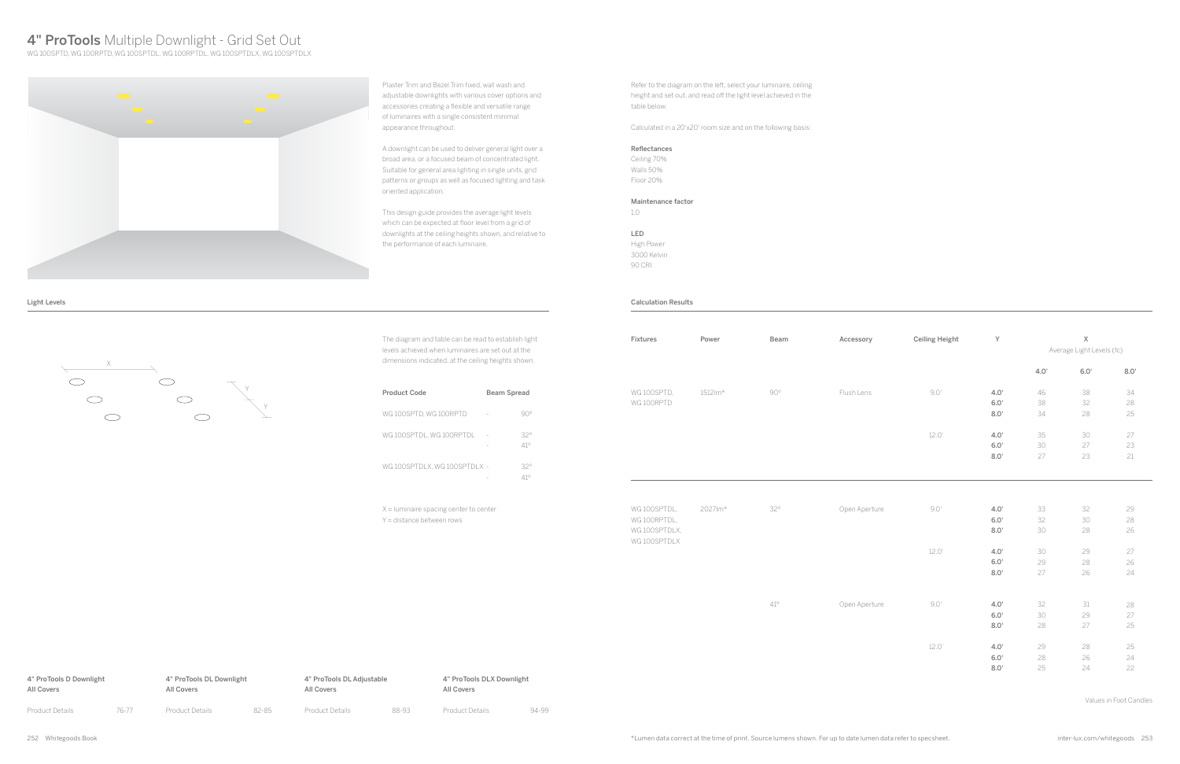# **4" ProTools** Multiple Downlight - Grid Set Out

WG 100SPTD, WG 100RPTD, WG 100SPTDL, WG 100RPTDL, WG 100SPTDLX, WG 100SPTDLX

Plaster Trim and Bezel Trim fixed, wall wash and adjustable downlights with various cover options and accessories creating a flexible and versatile range of luminaires with a single consistent minimal appearance throughout.

A downlight can be used to deliver general light over a broad area, or a focused beam of concentrated light. Suitable for general area lighting in single units, grid patterns or groups as well as focused lighting and task oriented application.

This design guide provides the average light levels which can be expected at floor level from a grid of downlights at the ceiling heights shown, and relative to the performance of each luminaire.

Refer to the diagram on the left, select your luminaire, ceiling height and set out, and read off the light level achieved in the table below.

Calculated in a 20'x20' room size and on the following basis:

**Reflectances**
Ceiling 70%
Walls 50%
Floor 20%

**Maintenance factor**
1.0

**LED**
High Power
3000 Kelvin
90 CRI

## Light Levels

X

Y

Y

The diagram and table can be read to establish light levels achieved when luminaires are set out at the dimensions indicated, at the ceiling heights shown.

| Product Code | | Beam Spread |
|---|---|---|
| WG 100SPTD, WG 100RPTD | - | 90° |
| WG 100SPTDL, WG 100RPTDL | - | 32° |
| | - | 41° |
| WG 100SPTDLX, WG 100SPTDLX | - | 32° |
| | - | 41° |

X = luminaire spacing center to center
Y = distance between rows

## Calculation Results

| Fixtures | Power | Beam | Accessory | Ceiling Height | Y | X 4.0' | X 6.0' | X 8.0' |
|---|---|---|---|---|---|---|---|---|
| | | | | | | Average Light Levels (fc) | | |
| WG 100SPTD, WG 100RPTD | 1512lm* | 90° | Flush Lens | 9.0' | **4.0'** | 46 | 38 | 34 |
| | | | | | **6.0'** | 38 | 32 | 28 |
| | | | | | **8.0'** | 34 | 28 | 25 |
| | | | | 12.0' | **4.0'** | 35 | 30 | 27 |
| | | | | | **6.0'** | 30 | 27 | 23 |
| | | | | | **8.0'** | 27 | 23 | 21 |
| WG 100SPTDL, WG 100RPTDL, WG 100SPTDLX, WG 100SPTDLX | 2027lm* | 32° | Open Aperture | 9.0' | **4.0'** | 33 | 32 | 29 |
| | | | | | **6.0'** | 32 | 30 | 28 |
| | | | | | **8.0'** | 30 | 28 | 26 |
| | | | | 12.0' | **4.0'** | 30 | 29 | 27 |
| | | | | | **6.0'** | 29 | 28 | 26 |
| | | | | | **8.0'** | 27 | 26 | 24 |
| | | 41° | Open Aperture | 9.0' | **4.0'** | 32 | 31 | 28 |
| | | | | | **6.0'** | 30 | 29 | 27 |
| | | | | | **8.0'** | 28 | 27 | 25 |
| | | | | 12.0' | **4.0'** | 29 | 28 | 25 |
| | | | | | **6.0'** | 28 | 26 | 24 |
| | | | | | **8.0'** | 25 | 24 | 22 |

Values in Foot Candles

| **4" ProTools D Downlight All Covers** | | **4" ProTools DL Downlight All Covers** | | **4" ProTools DL Adjustable All Covers** | | **4" ProTools DLX Downlight All Covers** | |
|---|---|---|---|---|---|---|---|
| Product Details | 76-77 | Product Details | 82-85 | Product Details | 88-93 | Product Details | 94-99 |

*Lumen data correct at the time of print. Source lumens shown. For up to date lumen data refer to specsheet.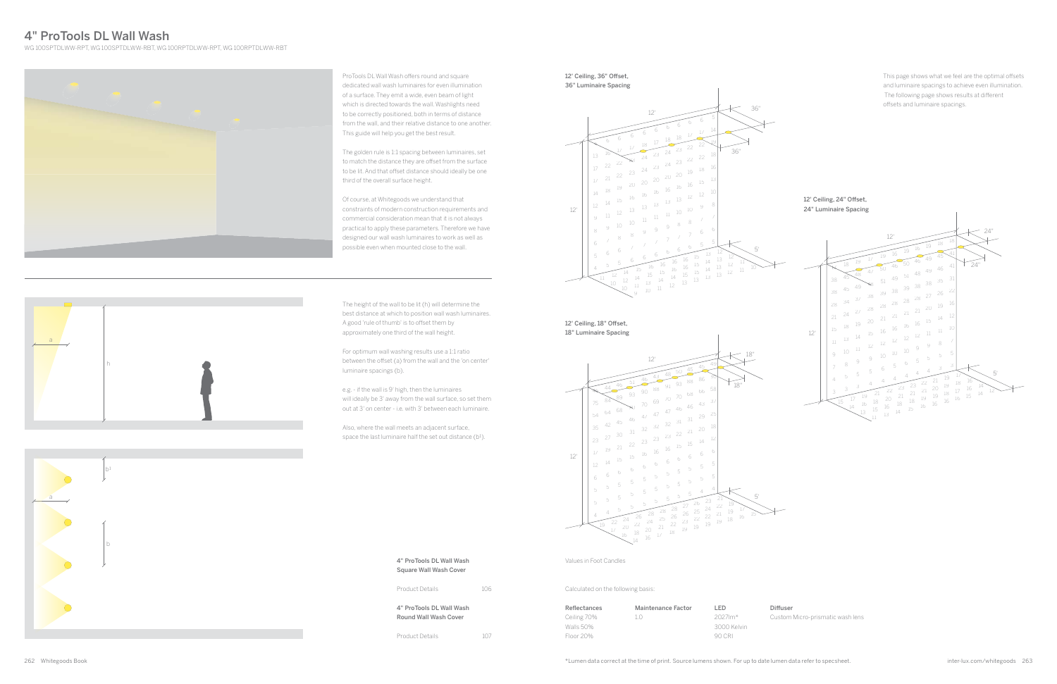# 4" ProTools DL Wall Wash

WG 100SPTDLWW-RPT, WG 100SPTDLWW-RBT, WG 100RPTDLWW-RPT, WG 100RPTDLWW-RBT

ProTools DL Wall Wash offers round and square dedicated wall wash luminaires for even illumination of a surface. They emit a wide, even beam of light which is directed towards the wall. Washlights need to be correctly positioned, both in terms of distance from the wall, and their relative distance to one another. This guide will help you get the best result.

The golden rule is 1:1 spacing between luminaires, set to match the distance they are offset from the surface to be lit. And that offset distance should ideally be one third of the overall surface height.

Of course, at Whitegoods we understand that constraints of modern construction requirements and commercial consideration mean that it is not always practical to apply these parameters. Therefore we have designed our wall wash luminaires to work as well as possible even when mounted close to the wall.

The height of the wall to be lit (h) will determine the best distance at which to position wall wash luminaires. A good 'rule of thumb' is to offset them by approximately one third of the wall height.

For optimum wall washing results use a 1:1 ratio between the offset (a) from the wall and the 'on center' luminaire spacings (b).

e.g. - if the wall is 9' high, then the luminaires will ideally be 3' away from the wall surface, so set them out at 3' on center - i.e. with 3' between each luminaire.

Also, where the wall meets an adjacent surface, space the last luminaire half the set out distance (b[1]).

**4" ProTools DL Wall Wash Square Wall Wash Cover**

Product Details 106

**4" ProTools DL Wall Wash Round Wall Wash Cover**

Product Details 107

**12' Ceiling, 36" Offset, 36" Luminaire Spacing**

**12' Ceiling, 18" Offset, 18" Luminaire Spacing**

**12' Ceiling, 24" Offset, 24" Luminaire Spacing**

This page shows what we feel are the optimal offsets and luminaire spacings to achieve even illumination. The following page shows results at different offsets and luminaire spacings.

Values in Foot Candles

Calculated on the following basis:

| Reflectances | Maintenance Factor | LED | Diffuser |
|---|---|---|---|
| Ceiling 70% | 1.0 | 2027lm* | Custom Micro-prismatic wash lens |
| Walls 50% | | 3000 Kelvin | |
| Floor 20% | | 90 CRI | |

*Lumen data correct at the time of print. Source lumens shown. For up to date lumen data refer to specsheet.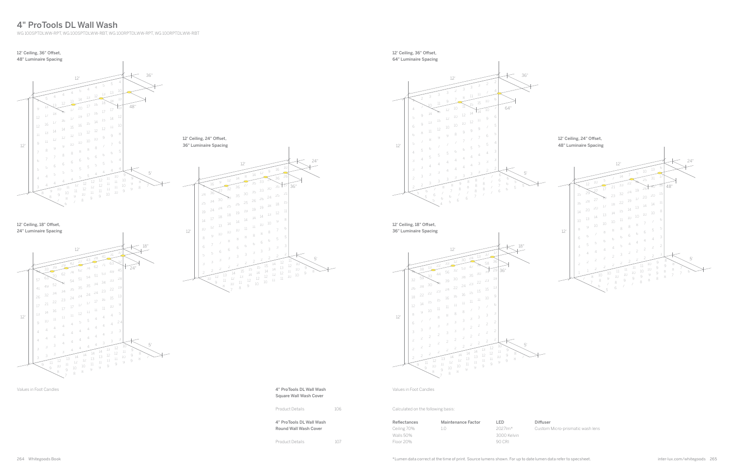# 4" ProTools DL Wall Wash

WG 100SPTDLWW-RPT, WG 100SPTDLWW-RBT, WG 100RPTDLWW-RPT, WG 100RPTDLWW-RBT

12' Ceiling, 36" Offset, 48" Luminaire Spacing

12' Ceiling, 24" Offset, 36" Luminaire Spacing

12' Ceiling, 18" Offset, 24" Luminaire Spacing

12' Ceiling, 36" Offset, 64" Luminaire Spacing

12' Ceiling, 24" Offset, 48" Luminaire Spacing

12' Ceiling, 18" Offset, 36" Luminaire Spacing

Values in Foot Candles

**4" ProTools DL Wall Wash Square Wall Wash Cover**

Product Details 106

**4" ProTools DL Wall Wash Round Wall Wash Cover**

Product Details 107

Values in Foot Candles

Calculated on the following basis:

| Reflectances | Maintenance Factor | LED | Diffuser |
|---|---|---|---|
| Ceiling 70% | 1.0 | 2027lm* | Custom Micro-prismatic wash lens |
| Walls 50% | | 3000 Kelvin | |
| Floor 20% | | 90 CRI | |

*Lumen data correct at the time of print. Source lumens shown. For up to date lumen data refer to specsheet.